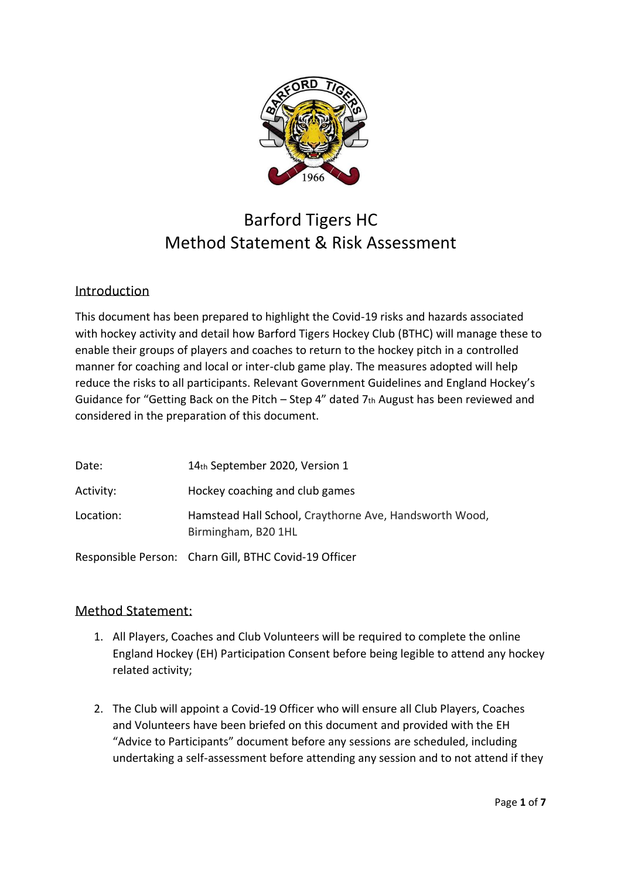# Barford Tigers HC
# Method Statement & Risk Assessment

## Introduction

This document has been prepared to highlight the Covid-19 risks and hazards associated with hockey activity and detail how Barford Tigers Hockey Club (BTHC) will manage these to enable their groups of players and coaches to return to the hockey pitch in a controlled manner for coaching and local or inter-club game play. The measures adopted will help reduce the risks to all participants. Relevant Government Guidelines and England Hockey's Guidance for "Getting Back on the Pitch – Step 4" dated 7th August has been reviewed and considered in the preparation of this document.

| | |
|---|---|
| Date: | 14th September 2020, Version 1 |
| Activity: | Hockey coaching and club games |
| Location: | Hamstead Hall School, Craythorne Ave, Handsworth Wood, Birmingham, B20 1HL |
| Responsible Person: | Charn Gill, BTHC Covid-19 Officer |

## Method Statement:

1. All Players, Coaches and Club Volunteers will be required to complete the online England Hockey (EH) Participation Consent before being legible to attend any hockey related activity;

2. The Club will appoint a Covid-19 Officer who will ensure all Club Players, Coaches and Volunteers have been briefed on this document and provided with the EH "Advice to Participants" document before any sessions are scheduled, including undertaking a self-assessment before attending any session and to not attend if they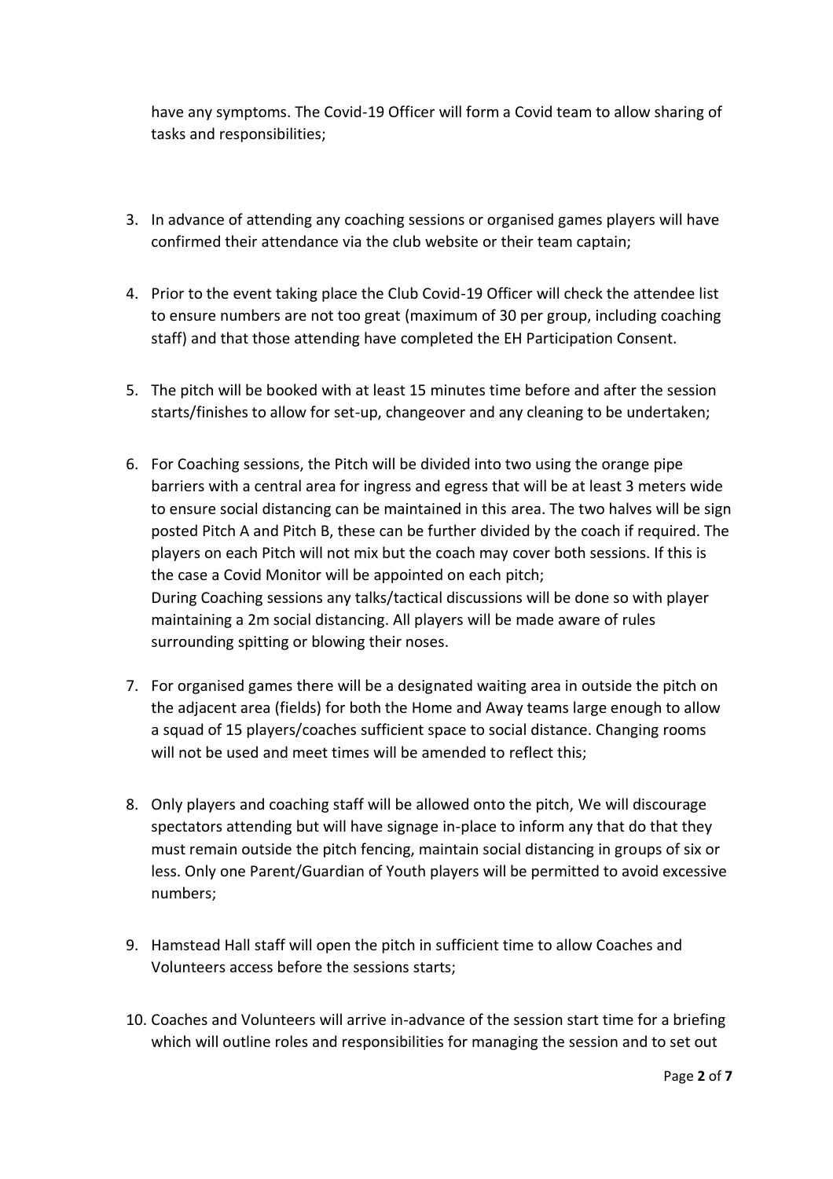have any symptoms. The Covid-19 Officer will form a Covid team to allow sharing of tasks and responsibilities;

3. In advance of attending any coaching sessions or organised games players will have confirmed their attendance via the club website or their team captain;

4. Prior to the event taking place the Club Covid-19 Officer will check the attendee list to ensure numbers are not too great (maximum of 30 per group, including coaching staff) and that those attending have completed the EH Participation Consent.

5. The pitch will be booked with at least 15 minutes time before and after the session starts/finishes to allow for set-up, changeover and any cleaning to be undertaken;

6. For Coaching sessions, the Pitch will be divided into two using the orange pipe barriers with a central area for ingress and egress that will be at least 3 meters wide to ensure social distancing can be maintained in this area. The two halves will be sign posted Pitch A and Pitch B, these can be further divided by the coach if required. The players on each Pitch will not mix but the coach may cover both sessions. If this is the case a Covid Monitor will be appointed on each pitch;
   During Coaching sessions any talks/tactical discussions will be done so with player maintaining a 2m social distancing. All players will be made aware of rules surrounding spitting or blowing their noses.

7. For organised games there will be a designated waiting area in outside the pitch on the adjacent area (fields) for both the Home and Away teams large enough to allow a squad of 15 players/coaches sufficient space to social distance. Changing rooms will not be used and meet times will be amended to reflect this;

8. Only players and coaching staff will be allowed onto the pitch, We will discourage spectators attending but will have signage in-place to inform any that do that they must remain outside the pitch fencing, maintain social distancing in groups of six or less. Only one Parent/Guardian of Youth players will be permitted to avoid excessive numbers;

9. Hamstead Hall staff will open the pitch in sufficient time to allow Coaches and Volunteers access before the sessions starts;

10. Coaches and Volunteers will arrive in-advance of the session start time for a briefing which will outline roles and responsibilities for managing the session and to set out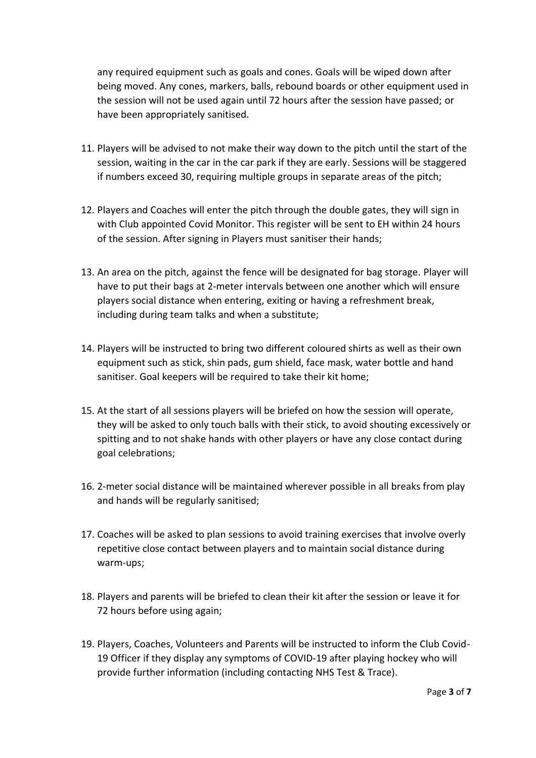any required equipment such as goals and cones. Goals will be wiped down after being moved. Any cones, markers, balls, rebound boards or other equipment used in the session will not be used again until 72 hours after the session have passed; or have been appropriately sanitised.

11. Players will be advised to not make their way down to the pitch until the start of the session, waiting in the car in the car park if they are early. Sessions will be staggered if numbers exceed 30, requiring multiple groups in separate areas of the pitch;

12. Players and Coaches will enter the pitch through the double gates, they will sign in with Club appointed Covid Monitor. This register will be sent to EH within 24 hours of the session. After signing in Players must sanitiser their hands;

13. An area on the pitch, against the fence will be designated for bag storage. Player will have to put their bags at 2-meter intervals between one another which will ensure players social distance when entering, exiting or having a refreshment break, including during team talks and when a substitute;

14. Players will be instructed to bring two different coloured shirts as well as their own equipment such as stick, shin pads, gum shield, face mask, water bottle and hand sanitiser. Goal keepers will be required to take their kit home;

15. At the start of all sessions players will be briefed on how the session will operate, they will be asked to only touch balls with their stick, to avoid shouting excessively or spitting and to not shake hands with other players or have any close contact during goal celebrations;

16. 2-meter social distance will be maintained wherever possible in all breaks from play and hands will be regularly sanitised;

17. Coaches will be asked to plan sessions to avoid training exercises that involve overly repetitive close contact between players and to maintain social distance during warm-ups;

18. Players and parents will be briefed to clean their kit after the session or leave it for 72 hours before using again;

19. Players, Coaches, Volunteers and Parents will be instructed to inform the Club Covid-19 Officer if they display any symptoms of COVID-19 after playing hockey who will provide further information (including contacting NHS Test & Trace).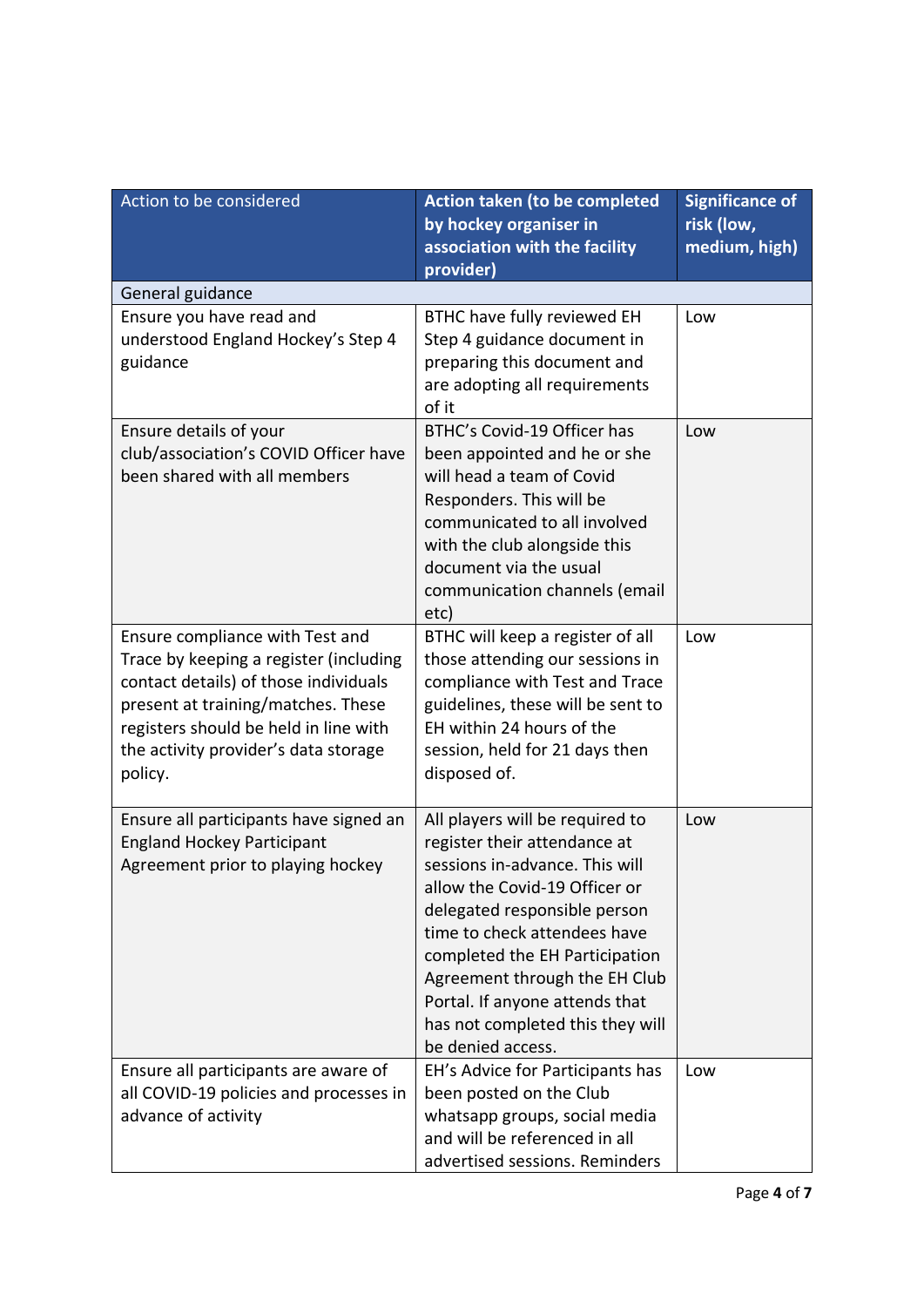| Action to be considered | Action taken (to be completed by hockey organiser in association with the facility provider) | Significance of risk (low, medium, high) |
| --- | --- | --- |
| General guidance | | |
| Ensure you have read and understood England Hockey's Step 4 guidance | BTHC have fully reviewed EH Step 4 guidance document in preparing this document and are adopting all requirements of it | Low |
| Ensure details of your club/association's COVID Officer have been shared with all members | BTHC's Covid-19 Officer has been appointed and he or she will head a team of Covid Responders. This will be communicated to all involved with the club alongside this document via the usual communication channels (email etc) | Low |
| Ensure compliance with Test and Trace by keeping a register (including contact details) of those individuals present at training/matches. These registers should be held in line with the activity provider's data storage policy. | BTHC will keep a register of all those attending our sessions in compliance with Test and Trace guidelines, these will be sent to EH within 24 hours of the session, held for 21 days then disposed of. | Low |
| Ensure all participants have signed an England Hockey Participant Agreement prior to playing hockey | All players will be required to register their attendance at sessions in-advance. This will allow the Covid-19 Officer or delegated responsible person time to check attendees have completed the EH Participation Agreement through the EH Club Portal. If anyone attends that has not completed this they will be denied access. | Low |
| Ensure all participants are aware of all COVID-19 policies and processes in advance of activity | EH's Advice for Participants has been posted on the Club whatsapp groups, social media and will be referenced in all advertised sessions. Reminders | Low |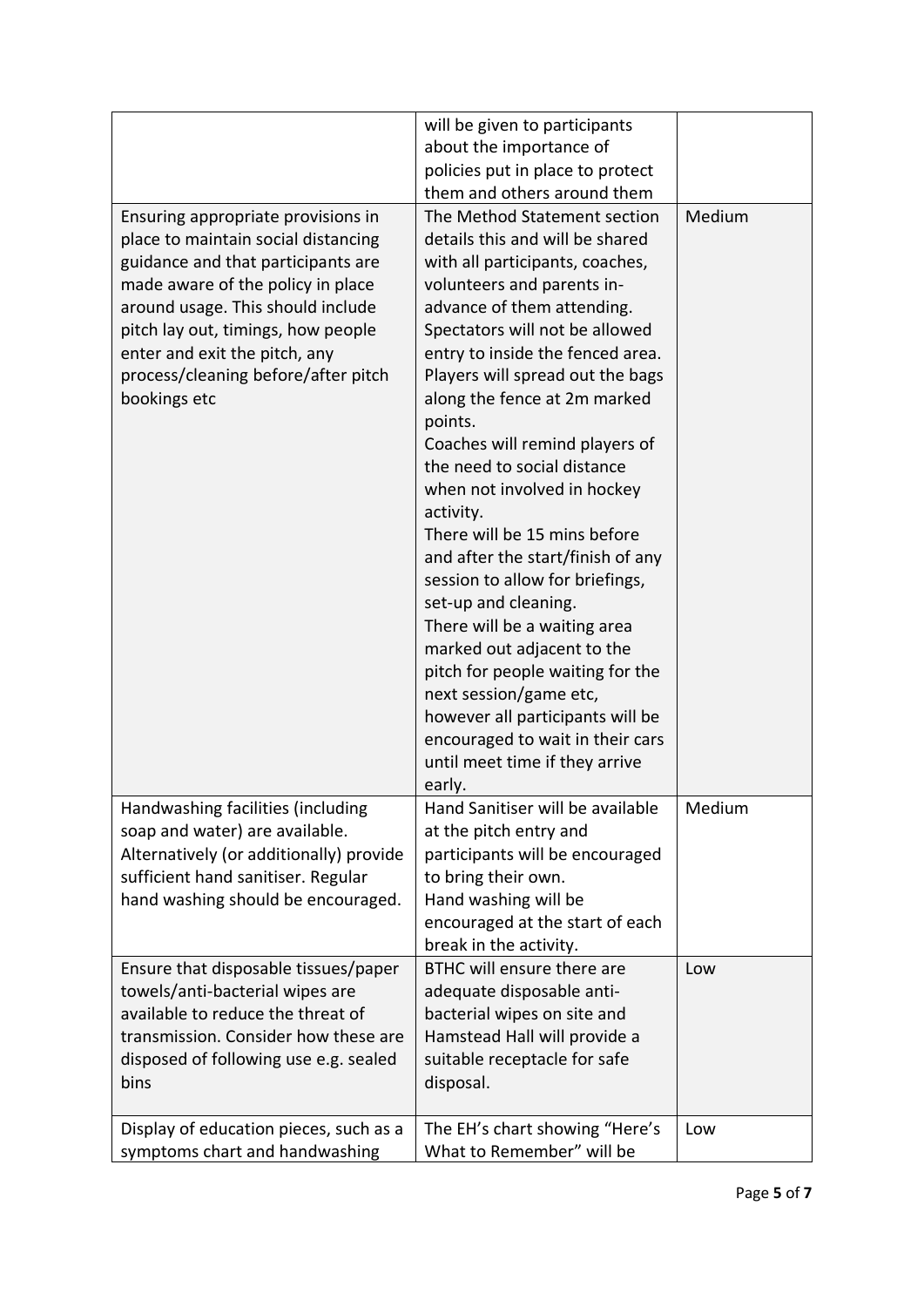| | | |
|---|---|---|
| | will be given to participants about the importance of policies put in place to protect them and others around them | |
| Ensuring appropriate provisions in place to maintain social distancing guidance and that participants are made aware of the policy in place around usage. This should include pitch lay out, timings, how people enter and exit the pitch, any process/cleaning before/after pitch bookings etc | The Method Statement section details this and will be shared with all participants, coaches, volunteers and parents in-advance of them attending.<br>Spectators will not be allowed entry to inside the fenced area.<br>Players will spread out the bags along the fence at 2m marked points.<br>Coaches will remind players of the need to social distance when not involved in hockey activity.<br>There will be 15 mins before and after the start/finish of any session to allow for briefings, set-up and cleaning.<br>There will be a waiting area marked out adjacent to the pitch for people waiting for the next session/game etc, however all participants will be encouraged to wait in their cars until meet time if they arrive early. | Medium |
| Handwashing facilities (including soap and water) are available. Alternatively (or additionally) provide sufficient hand sanitiser. Regular hand washing should be encouraged. | Hand Sanitiser will be available at the pitch entry and participants will be encouraged to bring their own.<br>Hand washing will be encouraged at the start of each break in the activity. | Medium |
| Ensure that disposable tissues/paper towels/anti-bacterial wipes are available to reduce the threat of transmission. Consider how these are disposed of following use e.g. sealed bins | BTHC will ensure there are adequate disposable anti-bacterial wipes on site and Hamstead Hall will provide a suitable receptacle for safe disposal. | Low |
| Display of education pieces, such as a symptoms chart and handwashing | The EH's chart showing "Here's What to Remember" will be | Low |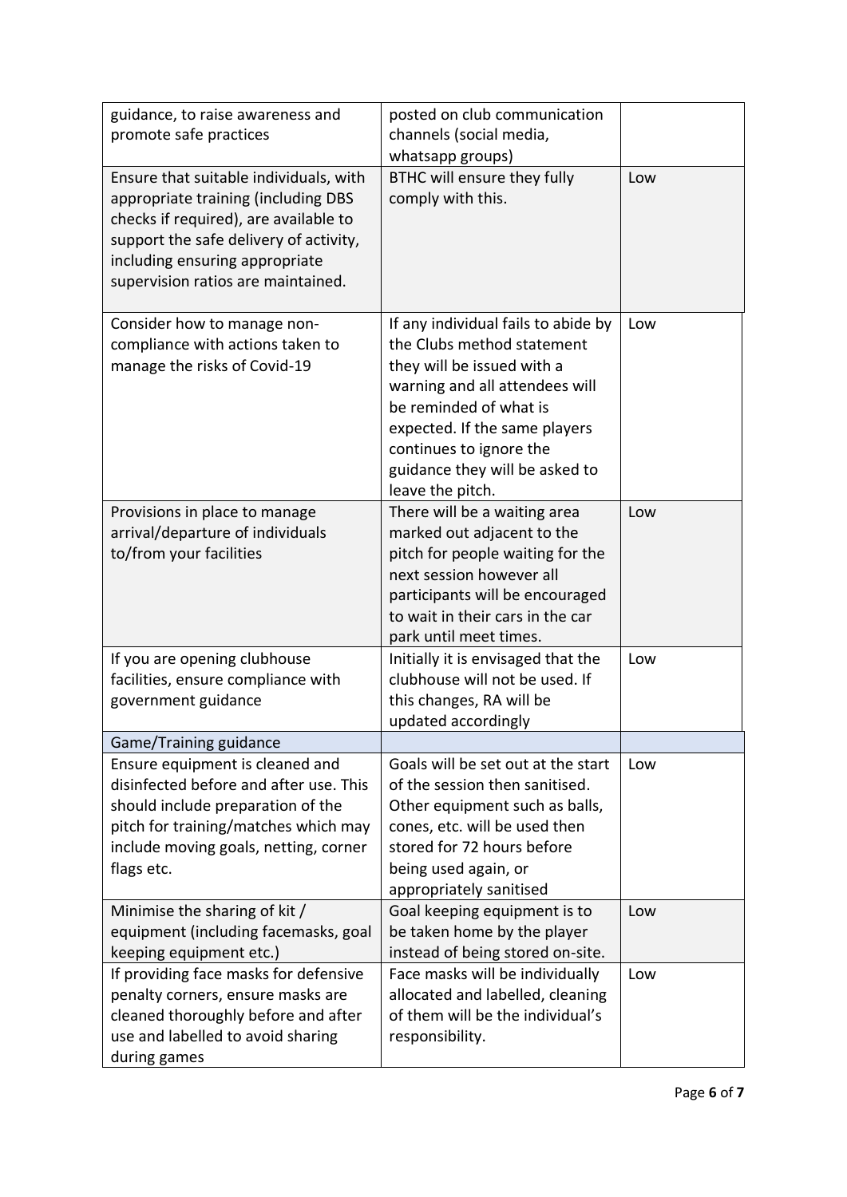| | | |
|---|---|---|
| guidance, to raise awareness and promote safe practices | posted on club communication channels (social media, whatsapp groups) | |
| Ensure that suitable individuals, with appropriate training (including DBS checks if required), are available to support the safe delivery of activity, including ensuring appropriate supervision ratios are maintained. | BTHC will ensure they fully comply with this. | Low |
| Consider how to manage non-compliance with actions taken to manage the risks of Covid-19 | If any individual fails to abide by the Clubs method statement they will be issued with a warning and all attendees will be reminded of what is expected. If the same players continues to ignore the guidance they will be asked to leave the pitch. | Low |
| Provisions in place to manage arrival/departure of individuals to/from your facilities | There will be a waiting area marked out adjacent to the pitch for people waiting for the next session however all participants will be encouraged to wait in their cars in the car park until meet times. | Low |
| If you are opening clubhouse facilities, ensure compliance with government guidance | Initially it is envisaged that the clubhouse will not be used. If this changes, RA will be updated accordingly | Low |
| Game/Training guidance | | |
| Ensure equipment is cleaned and disinfected before and after use. This should include preparation of the pitch for training/matches which may include moving goals, netting, corner flags etc. | Goals will be set out at the start of the session then sanitised. Other equipment such as balls, cones, etc. will be used then stored for 72 hours before being used again, or appropriately sanitised | Low |
| Minimise the sharing of kit / equipment (including facemasks, goal keeping equipment etc.) | Goal keeping equipment is to be taken home by the player instead of being stored on-site. | Low |
| If providing face masks for defensive penalty corners, ensure masks are cleaned thoroughly before and after use and labelled to avoid sharing during games | Face masks will be individually allocated and labelled, cleaning of them will be the individual's responsibility. | Low |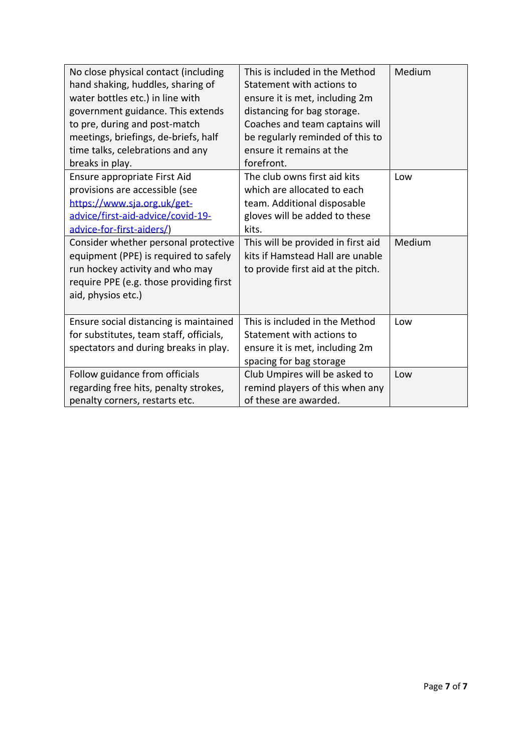| | | |
|---|---|---|
| No close physical contact (including hand shaking, huddles, sharing of water bottles etc.) in line with government guidance. This extends to pre, during and post-match meetings, briefings, de-briefs, half time talks, celebrations and any breaks in play. | This is included in the Method Statement with actions to ensure it is met, including 2m distancing for bag storage. Coaches and team captains will be regularly reminded of this to ensure it remains at the forefront. | Medium |
| Ensure appropriate First Aid provisions are accessible (see [https://www.sja.org.uk/get-advice/first-aid-advice/covid-19-advice-for-first-aiders/](https://www.sja.org.uk/get-advice/first-aid-advice/covid-19-advice-for-first-aiders/)) | The club owns first aid kits which are allocated to each team. Additional disposable gloves will be added to these kits. | Low |
| Consider whether personal protective equipment (PPE) is required to safely run hockey activity and who may require PPE (e.g. those providing first aid, physios etc.) | This will be provided in first aid kits if Hamstead Hall are unable to provide first aid at the pitch. | Medium |
| Ensure social distancing is maintained for substitutes, team staff, officials, spectators and during breaks in play. | This is included in the Method Statement with actions to ensure it is met, including 2m spacing for bag storage | Low |
| Follow guidance from officials regarding free hits, penalty strokes, penalty corners, restarts etc. | Club Umpires will be asked to remind players of this when any of these are awarded. | Low |